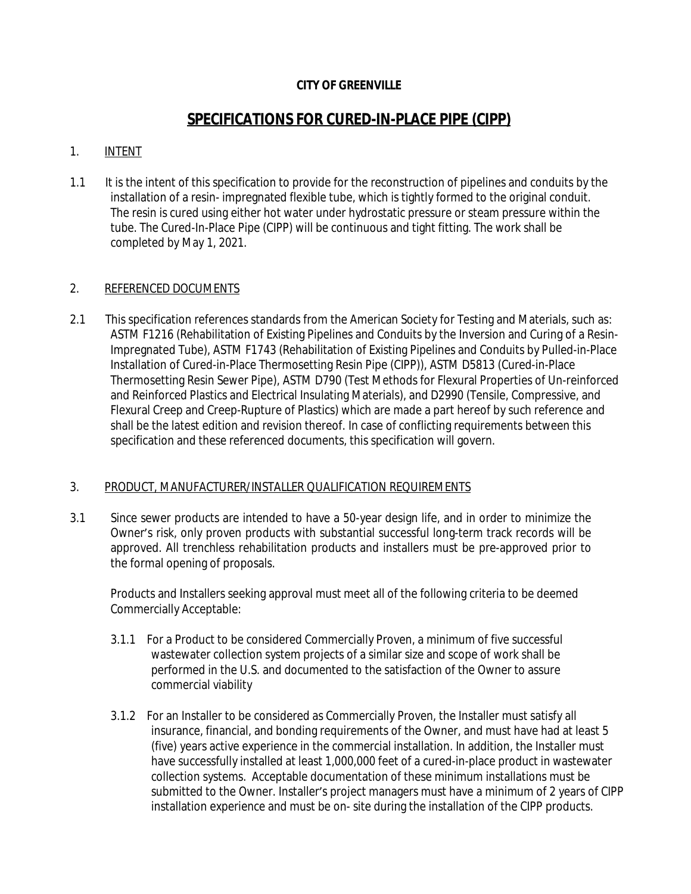**CITY OF GREENVILLE**

# SPECIFICATIONS FOR CURED-IN-PLACE PIPE (CIPP)

## 1. INTENT

1.1 It is the intent of this specification to provide for the reconstruction of pipelines and conduits by the installation of a resin- impregnated flexible tube, which is tightly formed to the original conduit. The resin is cured using either hot water under hydrostatic pressure or steam pressure within the tube. The Cured-In-Place Pipe (CIPP) will be continuous and tight fitting. The work shall be completed by May 1, 2021.

## 2. REFERENCED DOCUMENTS

2.1 This specification references standards from the American Society for Testing and Materials, such as: ASTM F1216 (Rehabilitation of Existing Pipelines and Conduits by the Inversion and Curing of a Resin-Impregnated Tube), ASTM F1743 (Rehabilitation of Existing Pipelines and Conduits by Pulled-in-Place Installation of Cured-in-Place Thermosetting Resin Pipe (CIPP)), ASTM D5813 (Cured-in-Place Thermosetting Resin Sewer Pipe), ASTM D790 (Test Methods for Flexural Properties of Un-reinforced and Reinforced Plastics and Electrical Insulating Materials), and D2990 (Tensile, Compressive, and Flexural Creep and Creep-Rupture of Plastics) which are made a part hereof by such reference and shall be the latest edition and revision thereof. In case of conflicting requirements between this specification and these referenced documents, this specification will govern.

## 3. PRODUCT, MANUFACTURER/INSTALLER QUALIFICATION REQUIREMENTS

3.1 Since sewer products are intended to have a 50-year design life, and in order to minimize the Owner's risk, only proven products with substantial successful long-term track records will be approved. All trenchless rehabilitation products and installers must be pre-approved prior to the formal opening of proposals.

Products and Installers seeking approval must meet all of the following criteria to be deemed Commercially Acceptable:

3.1.1 For a Product to be considered Commercially Proven, a minimum of five successful wastewater collection system projects of a similar size and scope of work shall be performed in the U.S. and documented to the satisfaction of the Owner to assure commercial viability

3.1.2 For an Installer to be considered as Commercially Proven, the Installer must satisfy all insurance, financial, and bonding requirements of the Owner, and must have had at least 5 (five) years active experience in the commercial installation. In addition, the Installer must have successfully installed at least 1,000,000 feet of a cured-in-place product in wastewater collection systems. Acceptable documentation of these minimum installations must be submitted to the Owner. Installer's project managers must have a minimum of 2 years of CIPP installation experience and must be on- site during the installation of the CIPP products.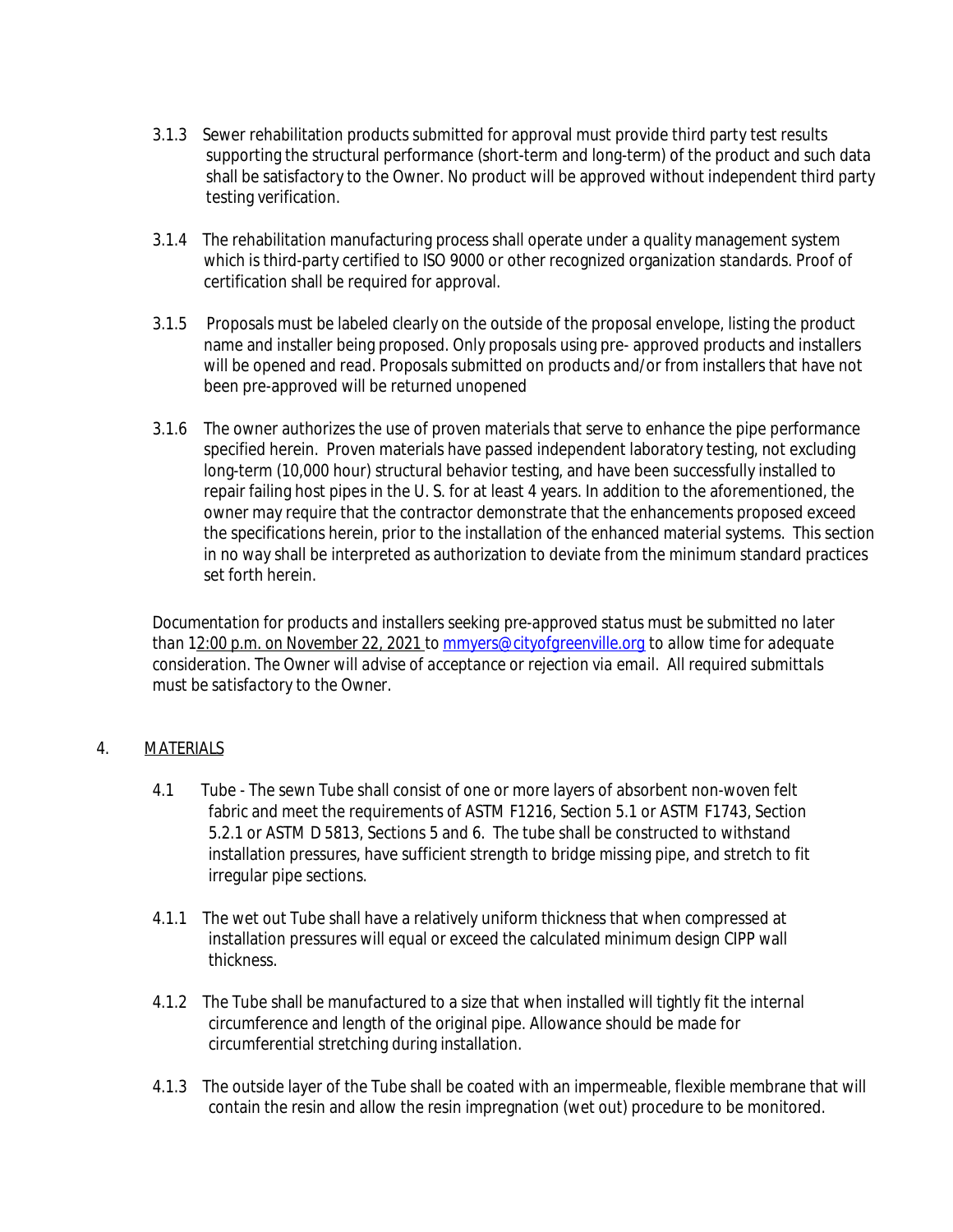3.1.3 Sewer rehabilitation products submitted for approval must provide third party test results supporting the structural performance (short-term and long-term) of the product and such data shall be satisfactory to the Owner. No product will be approved without independent third party testing verification.

3.1.4 The rehabilitation manufacturing process shall operate under a quality management system which is third-party certified to ISO 9000 or other recognized organization standards. Proof of certification shall be required for approval.

3.1.5 Proposals must be labeled clearly on the outside of the proposal envelope, listing the product name and installer being proposed. Only proposals using pre- approved products and installers will be opened and read. Proposals submitted on products and/or from installers that have not been pre-approved will be returned unopened

3.1.6 The owner authorizes the use of proven materials that serve to enhance the pipe performance specified herein. Proven materials have passed independent laboratory testing, not excluding long-term (10,000 hour) structural behavior testing, and have been successfully installed to repair failing host pipes in the U. S. for at least 4 years. In addition to the aforementioned, the owner may require that the contractor demonstrate that the enhancements proposed exceed the specifications herein, prior to the installation of the enhanced material systems. This section in no way shall be interpreted as authorization to deviate from the minimum standard practices set forth herein.

*Documentation for products and installers seeking pre-approved status must be submitted no later than 12:00 p.m. on November 22, 2021 to mmyers@cityofgreenville.org to allow time for adequate consideration. The Owner will advise of acceptance or rejection via email. All required submittals must be satisfactory to the Owner.*

4. MATERIALS

4.1 Tube - The sewn Tube shall consist of one or more layers of absorbent non-woven felt fabric and meet the requirements of ASTM F1216, Section 5.1 or ASTM F1743, Section 5.2.1 or ASTM D 5813, Sections 5 and 6. The tube shall be constructed to withstand installation pressures, have sufficient strength to bridge missing pipe, and stretch to fit irregular pipe sections.

4.1.1 The wet out Tube shall have a relatively uniform thickness that when compressed at installation pressures will equal or exceed the calculated minimum design CIPP wall thickness.

4.1.2 The Tube shall be manufactured to a size that when installed will tightly fit the internal circumference and length of the original pipe. Allowance should be made for circumferential stretching during installation.

4.1.3 The outside layer of the Tube shall be coated with an impermeable, flexible membrane that will contain the resin and allow the resin impregnation (wet out) procedure to be monitored.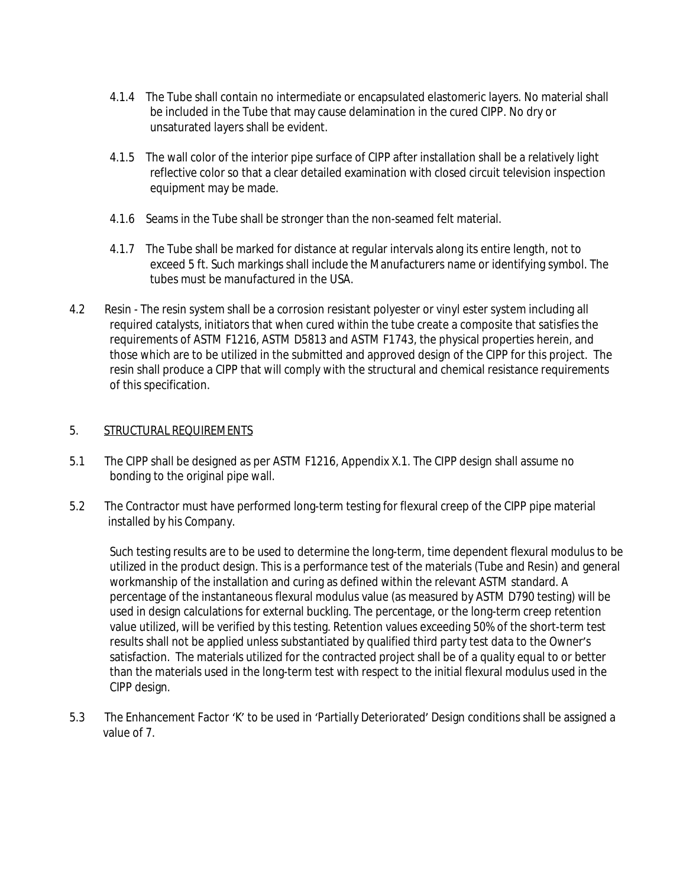4.1.4 The Tube shall contain no intermediate or encapsulated elastomeric layers. No material shall be included in the Tube that may cause delamination in the cured CIPP. No dry or unsaturated layers shall be evident.

4.1.5 The wall color of the interior pipe surface of CIPP after installation shall be a relatively light reflective color so that a clear detailed examination with closed circuit television inspection equipment may be made.

4.1.6 Seams in the Tube shall be stronger than the non-seamed felt material.

4.1.7 The Tube shall be marked for distance at regular intervals along its entire length, not to exceed 5 ft. Such markings shall include the Manufacturers name or identifying symbol. The tubes must be manufactured in the USA.

4.2 Resin - The resin system shall be a corrosion resistant polyester or vinyl ester system including all required catalysts, initiators that when cured within the tube create a composite that satisfies the requirements of ASTM F1216, ASTM D5813 and ASTM F1743, the physical properties herein, and those which are to be utilized in the submitted and approved design of the CIPP for this project. The resin shall produce a CIPP that will comply with the structural and chemical resistance requirements of this specification.

## 5. STRUCTURAL REQUIREMENTS

5.1 The CIPP shall be designed as per ASTM F1216, Appendix X.1. The CIPP design shall assume no bonding to the original pipe wall.

5.2 The Contractor must have performed long-term testing for flexural creep of the CIPP pipe material installed by his Company.

Such testing results are to be used to determine the long-term, time dependent flexural modulus to be utilized in the product design. This is a performance test of the materials (Tube and Resin) and general workmanship of the installation and curing as defined within the relevant ASTM standard. A percentage of the instantaneous flexural modulus value (as measured by ASTM D790 testing) will be used in design calculations for external buckling. The percentage, or the long-term creep retention value utilized, will be verified by this testing. Retention values exceeding 50% of the short-term test results shall not be applied unless substantiated by qualified third party test data to the Owner's satisfaction. The materials utilized for the contracted project shall be of a quality equal to or better than the materials used in the long-term test with respect to the initial flexural modulus used in the CIPP design.

5.3 The Enhancement Factor 'K' to be used in 'Partially Deteriorated' Design conditions shall be assigned a value of 7.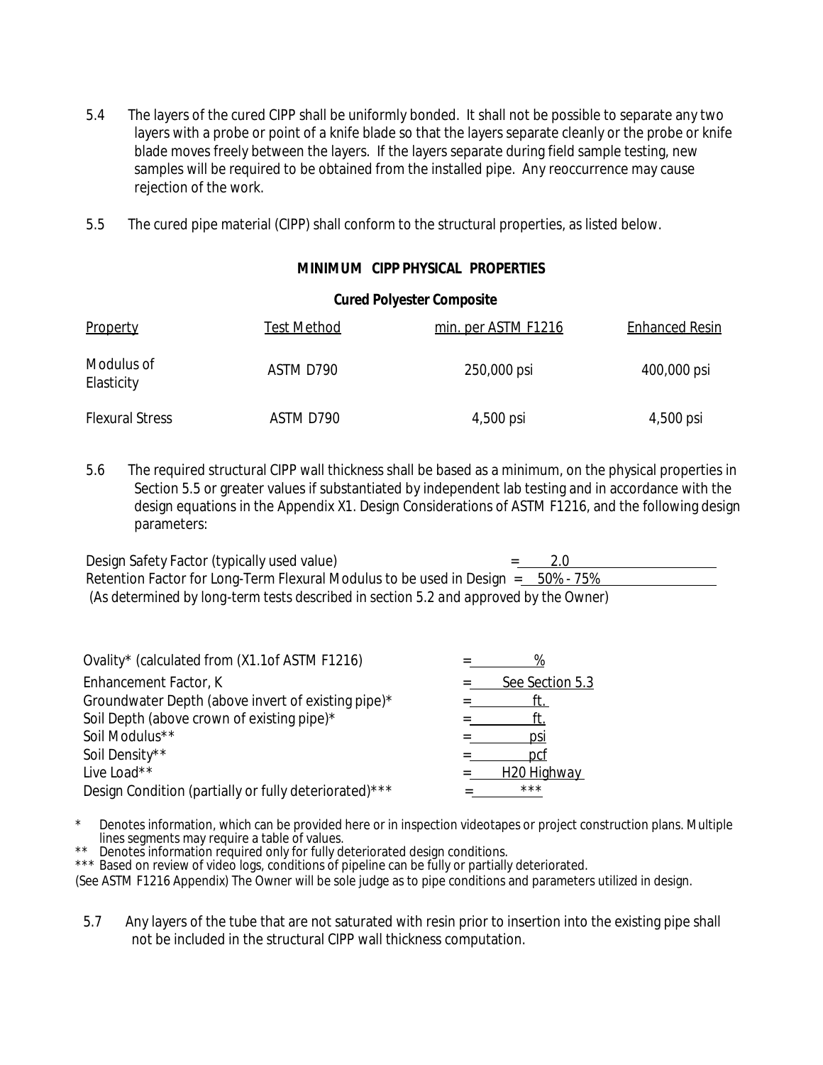5.4 The layers of the cured CIPP shall be uniformly bonded. It shall not be possible to separate any two layers with a probe or point of a knife blade so that the layers separate cleanly or the probe or knife blade moves freely between the layers. If the layers separate during field sample testing, new samples will be required to be obtained from the installed pipe. Any reoccurrence may cause rejection of the work.

5.5 The cured pipe material (CIPP) shall conform to the structural properties, as listed below.

**MINIMUM CIPP PHYSICAL PROPERTIES**

**Cured Polyester Composite**

| Property | Test Method | min. per ASTM F1216 | Enhanced Resin |
|---|---|---|---|
| Modulus of Elasticity | ASTM D790 | 250,000 psi | 400,000 psi |
| Flexural Stress | ASTM D790 | 4,500 psi | 4,500 psi |

5.6 The required structural CIPP wall thickness shall be based as a minimum, on the physical properties in Section 5.5 or greater values if substantiated by independent lab testing and in accordance with the design equations in the Appendix X1. Design Considerations of ASTM F1216, and the following design parameters:

Design Safety Factor (typically used value) = 2.0
Retention Factor for Long-Term Flexural Modulus to be used in Design = 50% - 75%
*(As determined by long-term tests described in section 5.2 and approved by the Owner)*

| | | |
|---|---|---|
| Ovality* (calculated from (X1.1of ASTM F1216) | = | % |
| Enhancement Factor, K | = | See Section 5.3 |
| Groundwater Depth (above invert of existing pipe)* | = | ft. |
| Soil Depth (above crown of existing pipe)* | = | ft. |
| Soil Modulus** | = | psi |
| Soil Density** | = | pcf |
| Live Load** | = | H20 Highway |
| Design Condition (partially or fully deteriorated)*** | = | *** |

\* Denotes information, which can be provided here or in inspection videotapes or project construction plans. Multiple lines segments may require a table of values.
** Denotes information required only for fully deteriorated design conditions.
*** Based on review of video logs, conditions of pipeline can be fully or partially deteriorated.
(See ASTM F1216 Appendix) The Owner will be sole judge as to pipe conditions and parameters utilized in design.

5.7 Any layers of the tube that are not saturated with resin prior to insertion into the existing pipe shall not be included in the structural CIPP wall thickness computation.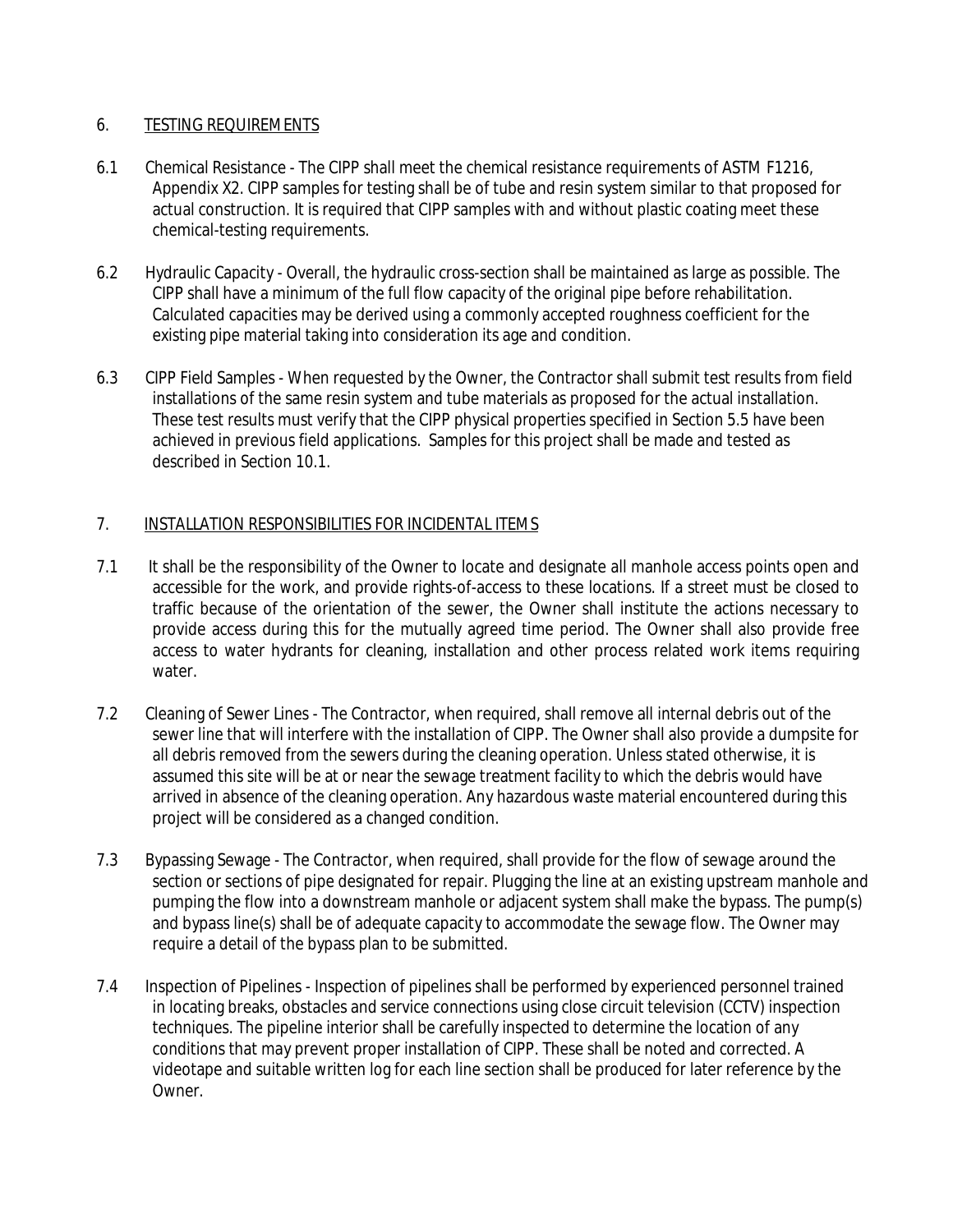## 6. TESTING REQUIREMENTS

6.1 Chemical Resistance - The CIPP shall meet the chemical resistance requirements of ASTM F1216, Appendix X2. CIPP samples for testing shall be of tube and resin system similar to that proposed for actual construction. It is required that CIPP samples with and without plastic coating meet these chemical-testing requirements.

6.2 Hydraulic Capacity - Overall, the hydraulic cross-section shall be maintained as large as possible. The CIPP shall have a minimum of the full flow capacity of the original pipe before rehabilitation. Calculated capacities may be derived using a commonly accepted roughness coefficient for the existing pipe material taking into consideration its age and condition.

6.3 CIPP Field Samples - When requested by the Owner, the Contractor shall submit test results from field installations of the same resin system and tube materials as proposed for the actual installation. These test results must verify that the CIPP physical properties specified in Section 5.5 have been achieved in previous field applications. Samples for this project shall be made and tested as described in Section 10.1.

## 7. INSTALLATION RESPONSIBILITIES FOR INCIDENTAL ITEMS

7.1 It shall be the responsibility of the Owner to locate and designate all manhole access points open and accessible for the work, and provide rights-of-access to these locations. If a street must be closed to traffic because of the orientation of the sewer, the Owner shall institute the actions necessary to provide access during this for the mutually agreed time period. The Owner shall also provide free access to water hydrants for cleaning, installation and other process related work items requiring water.

7.2 Cleaning of Sewer Lines - The Contractor, when required, shall remove all internal debris out of the sewer line that will interfere with the installation of CIPP. The Owner shall also provide a dumpsite for all debris removed from the sewers during the cleaning operation. Unless stated otherwise, it is assumed this site will be at or near the sewage treatment facility to which the debris would have arrived in absence of the cleaning operation. Any hazardous waste material encountered during this project will be considered as a changed condition.

7.3 Bypassing Sewage - The Contractor, when required, shall provide for the flow of sewage around the section or sections of pipe designated for repair. Plugging the line at an existing upstream manhole and pumping the flow into a downstream manhole or adjacent system shall make the bypass. The pump(s) and bypass line(s) shall be of adequate capacity to accommodate the sewage flow. The Owner may require a detail of the bypass plan to be submitted.

7.4 Inspection of Pipelines - Inspection of pipelines shall be performed by experienced personnel trained in locating breaks, obstacles and service connections using close circuit television (CCTV) inspection techniques. The pipeline interior shall be carefully inspected to determine the location of any conditions that may prevent proper installation of CIPP. These shall be noted and corrected. A videotape and suitable written log for each line section shall be produced for later reference by the Owner.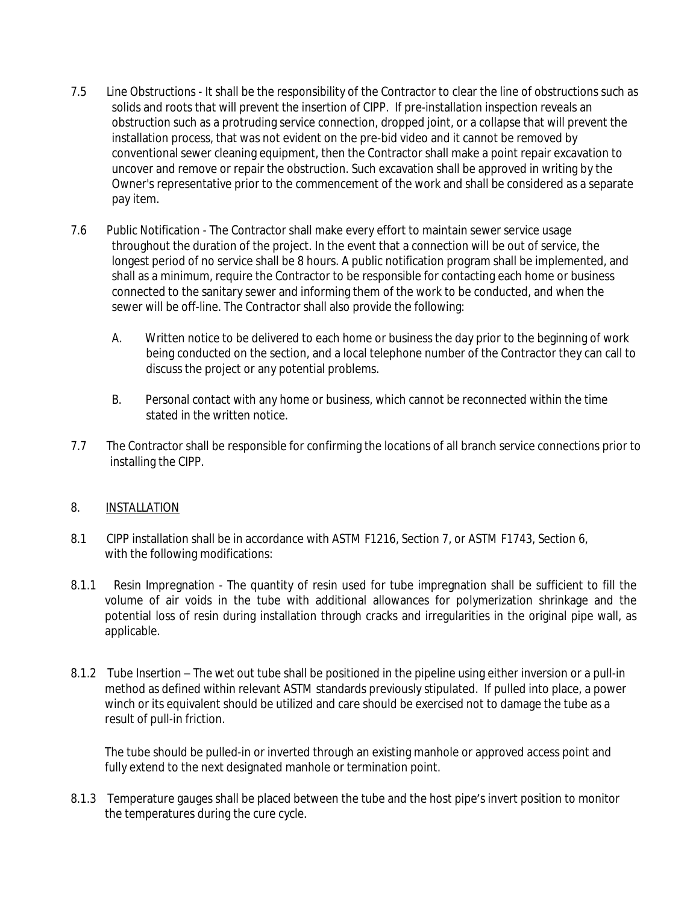7.5 Line Obstructions - It shall be the responsibility of the Contractor to clear the line of obstructions such as solids and roots that will prevent the insertion of CIPP. If pre-installation inspection reveals an obstruction such as a protruding service connection, dropped joint, or a collapse that will prevent the installation process, that was not evident on the pre-bid video and it cannot be removed by conventional sewer cleaning equipment, then the Contractor shall make a point repair excavation to uncover and remove or repair the obstruction. Such excavation shall be approved in writing by the Owner's representative prior to the commencement of the work and shall be considered as a separate pay item.

7.6 Public Notification - The Contractor shall make every effort to maintain sewer service usage throughout the duration of the project. In the event that a connection will be out of service, the longest period of no service shall be 8 hours. A public notification program shall be implemented, and shall as a minimum, require the Contractor to be responsible for contacting each home or business connected to the sanitary sewer and informing them of the work to be conducted, and when the sewer will be off-line. The Contractor shall also provide the following:

A. Written notice to be delivered to each home or business the day prior to the beginning of work being conducted on the section, and a local telephone number of the Contractor they can call to discuss the project or any potential problems.

B. Personal contact with any home or business, which cannot be reconnected within the time stated in the written notice.

7.7 The Contractor shall be responsible for confirming the locations of all branch service connections prior to installing the CIPP.

## 8. INSTALLATION

8.1 CIPP installation shall be in accordance with ASTM F1216, Section 7, or ASTM F1743, Section 6, with the following modifications:

8.1.1 Resin Impregnation - The quantity of resin used for tube impregnation shall be sufficient to fill the volume of air voids in the tube with additional allowances for polymerization shrinkage and the potential loss of resin during installation through cracks and irregularities in the original pipe wall, as applicable.

8.1.2 Tube Insertion – The wet out tube shall be positioned in the pipeline using either inversion or a pull-in method as defined within relevant ASTM standards previously stipulated. If pulled into place, a power winch or its equivalent should be utilized and care should be exercised not to damage the tube as a result of pull-in friction.

The tube should be pulled-in or inverted through an existing manhole or approved access point and fully extend to the next designated manhole or termination point.

8.1.3 Temperature gauges shall be placed between the tube and the host pipe's invert position to monitor the temperatures during the cure cycle.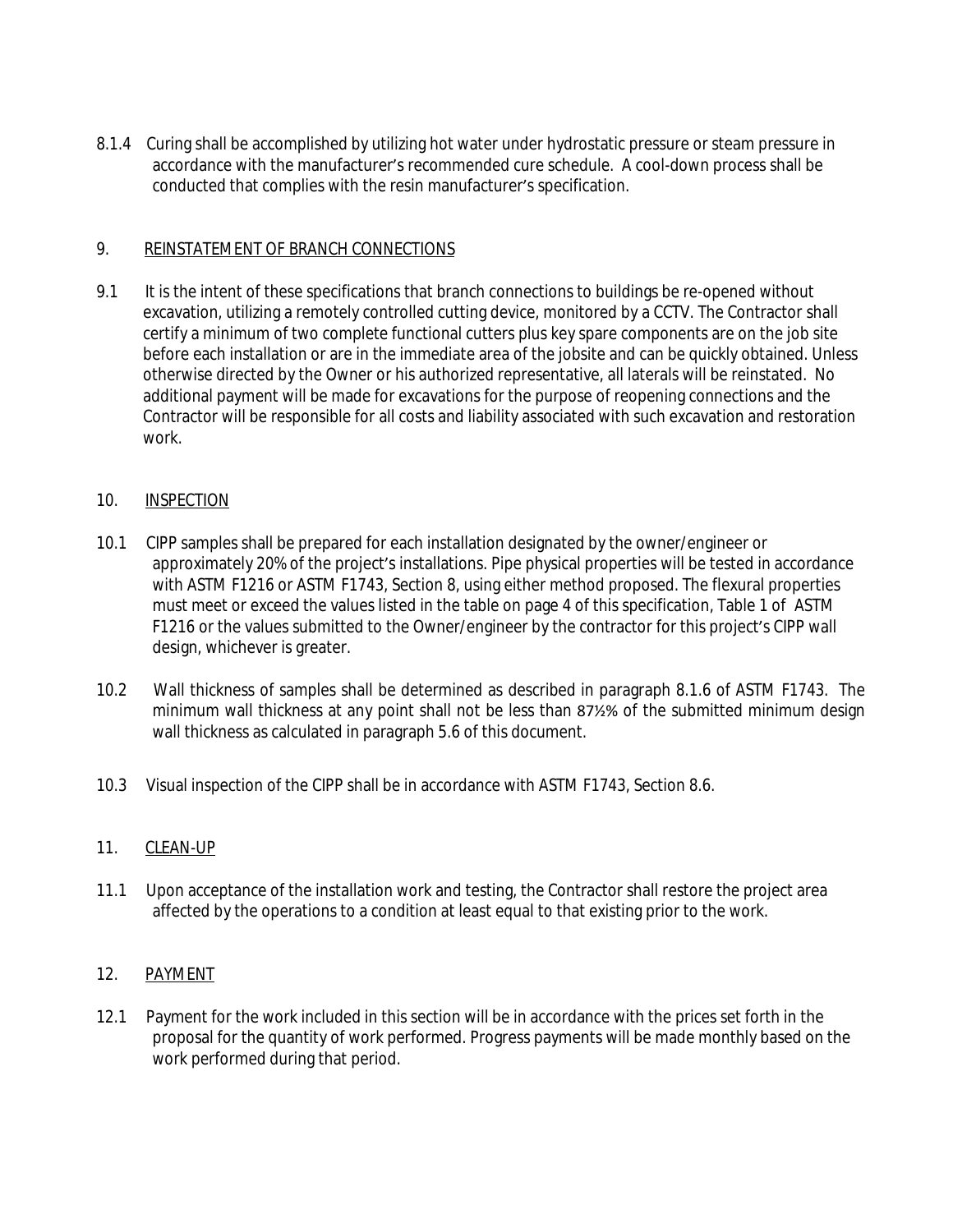8.1.4 Curing shall be accomplished by utilizing hot water under hydrostatic pressure or steam pressure in accordance with the manufacturer's recommended cure schedule. A cool-down process shall be conducted that complies with the resin manufacturer's specification.

## 9. REINSTATEMENT OF BRANCH CONNECTIONS

9.1 It is the intent of these specifications that branch connections to buildings be re-opened without excavation, utilizing a remotely controlled cutting device, monitored by a CCTV. The Contractor shall certify a minimum of two complete functional cutters plus key spare components are on the job site before each installation or are in the immediate area of the jobsite and can be quickly obtained. Unless otherwise directed by the Owner or his authorized representative, all laterals will be reinstated. No additional payment will be made for excavations for the purpose of reopening connections and the Contractor will be responsible for all costs and liability associated with such excavation and restoration work.

## 10. INSPECTION

10.1 CIPP samples shall be prepared for each installation designated by the owner/engineer or approximately 20% of the project's installations. Pipe physical properties will be tested in accordance with ASTM F1216 or ASTM F1743, Section 8, using either method proposed. The flexural properties must meet or exceed the values listed in the table on page 4 of this specification, Table 1 of ASTM F1216 or the values submitted to the Owner/engineer by the contractor for this project's CIPP wall design, whichever is greater.

10.2 Wall thickness of samples shall be determined as described in paragraph 8.1.6 of ASTM F1743. The minimum wall thickness at any point shall not be less than 87½% of the submitted minimum design wall thickness as calculated in paragraph 5.6 of this document.

10.3 Visual inspection of the CIPP shall be in accordance with ASTM F1743, Section 8.6.

## 11. CLEAN-UP

11.1 Upon acceptance of the installation work and testing, the Contractor shall restore the project area affected by the operations to a condition at least equal to that existing prior to the work.

## 12. PAYMENT

12.1 Payment for the work included in this section will be in accordance with the prices set forth in the proposal for the quantity of work performed. Progress payments will be made monthly based on the work performed during that period.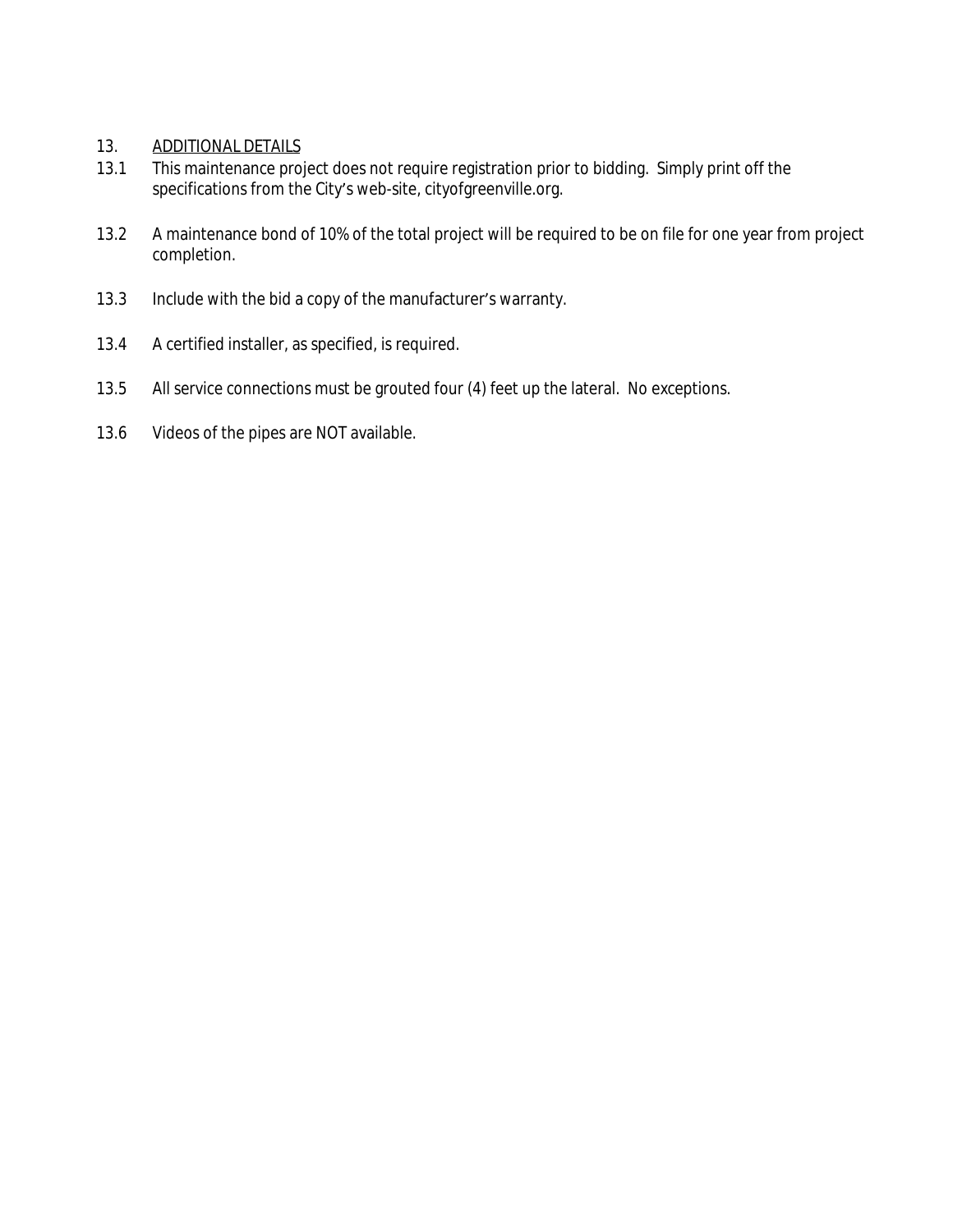## 13. ADDITIONAL DETAILS

13.1 This maintenance project does not require registration prior to bidding. Simply print off the specifications from the City's web-site, cityofgreenville.org.

13.2 A maintenance bond of 10% of the total project will be required to be on file for one year from project completion.

13.3 Include with the bid a copy of the manufacturer's warranty.

13.4 A certified installer, as specified, is required.

13.5 All service connections must be grouted four (4) feet up the lateral. No exceptions.

13.6 Videos of the pipes are NOT available.